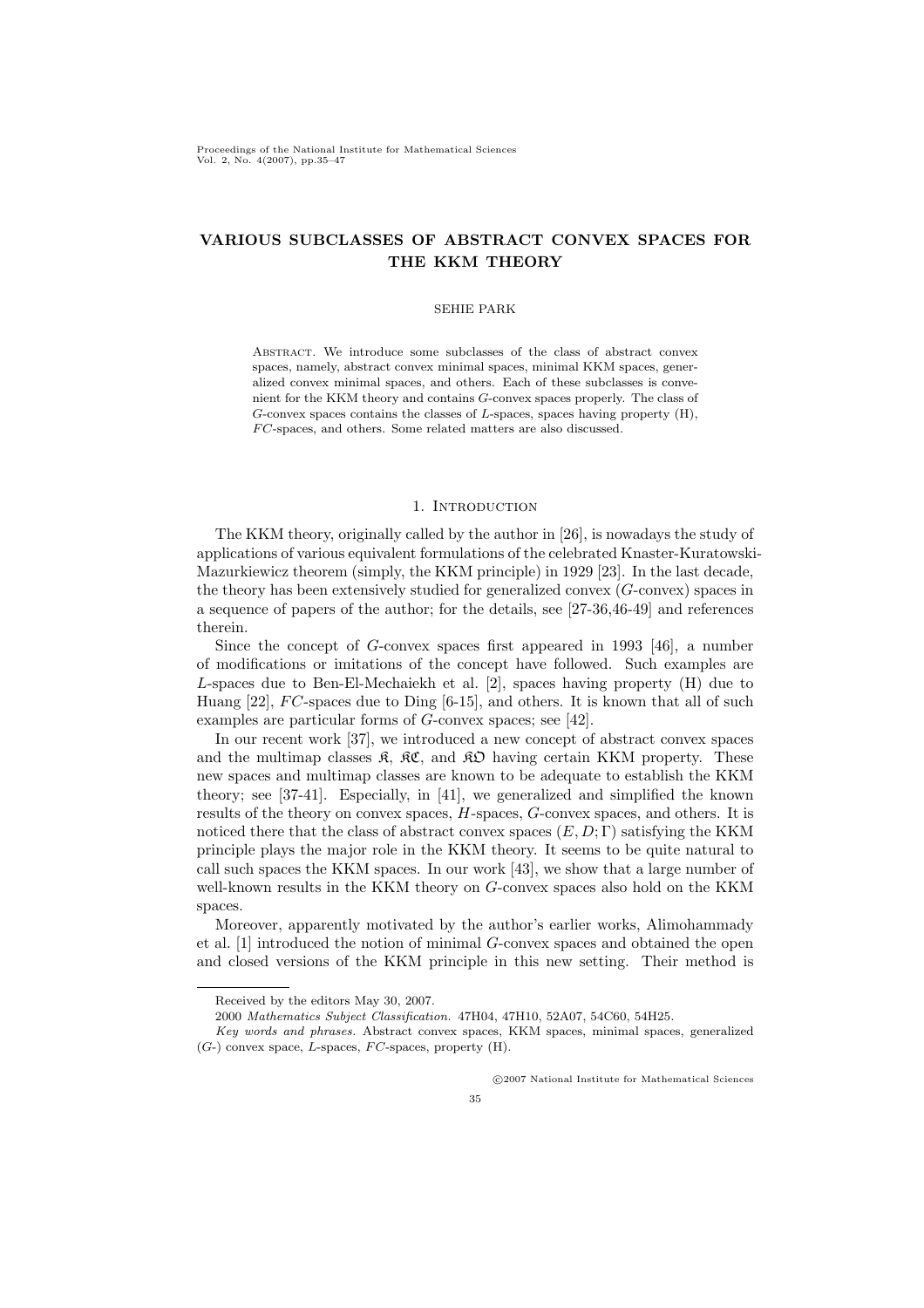# VARIOUS SUBCLASSES OF ABSTRACT CONVEX SPACES FOR THE KKM THEORY

SEHIE PARK

Abstract. We introduce some subclasses of the class of abstract convex spaces, namely, abstract convex minimal spaces, minimal KKM spaces, generalized convex minimal spaces, and others. Each of these subclasses is convenient for the KKM theory and contains $G$-convex spaces properly. The class of $G$-convex spaces contains the classes of $L$-spaces, spaces having property (H), $FC$-spaces, and others. Some related matters are also discussed.

## 1. Introduction

The KKM theory, originally called by the author in [26], is nowadays the study of applications of various equivalent formulations of the celebrated Knaster-Kuratowski-Mazurkiewicz theorem (simply, the KKM principle) in 1929 [23]. In the last decade, the theory has been extensively studied for generalized convex ($G$-convex) spaces in a sequence of papers of the author; for the details, see [27-36,46-49] and references therein.

Since the concept of $G$-convex spaces first appeared in 1993 [46], a number of modifications or imitations of the concept have followed. Such examples are $L$-spaces due to Ben-El-Mechaiekh et al. [2], spaces having property (H) due to Huang [22], $FC$-spaces due to Ding [6-15], and others. It is known that all of such examples are particular forms of $G$-convex spaces; see [42].

In our recent work [37], we introduced a new concept of abstract convex spaces and the multimap classes $\mathfrak{K}$, $\mathfrak{KC}$, and $\mathfrak{KO}$ having certain KKM property. These new spaces and multimap classes are known to be adequate to establish the KKM theory; see [37-41]. Especially, in [41], we generalized and simplified the known results of the theory on convex spaces, $H$-spaces, $G$-convex spaces, and others. It is noticed there that the class of abstract convex spaces $(E, D; \Gamma)$ satisfying the KKM principle plays the major role in the KKM theory. It seems to be quite natural to call such spaces the KKM spaces. In our work [43], we show that a large number of well-known results in the KKM theory on $G$-convex spaces also hold on the KKM spaces.

Moreover, apparently motivated by the author's earlier works, Alimohammady et al. [1] introduced the notion of minimal $G$-convex spaces and obtained the open and closed versions of the KKM principle in this new setting. Their method is

Received by the editors May 30, 2007.

2000 *Mathematics Subject Classification.* 47H04, 47H10, 52A07, 54C60, 54H25.

*Key words and phrases.* Abstract convex spaces, KKM spaces, minimal spaces, generalized ($G$-) convex space, $L$-spaces, $FC$-spaces, property (H).

©2007 National Institute for Mathematical Sciences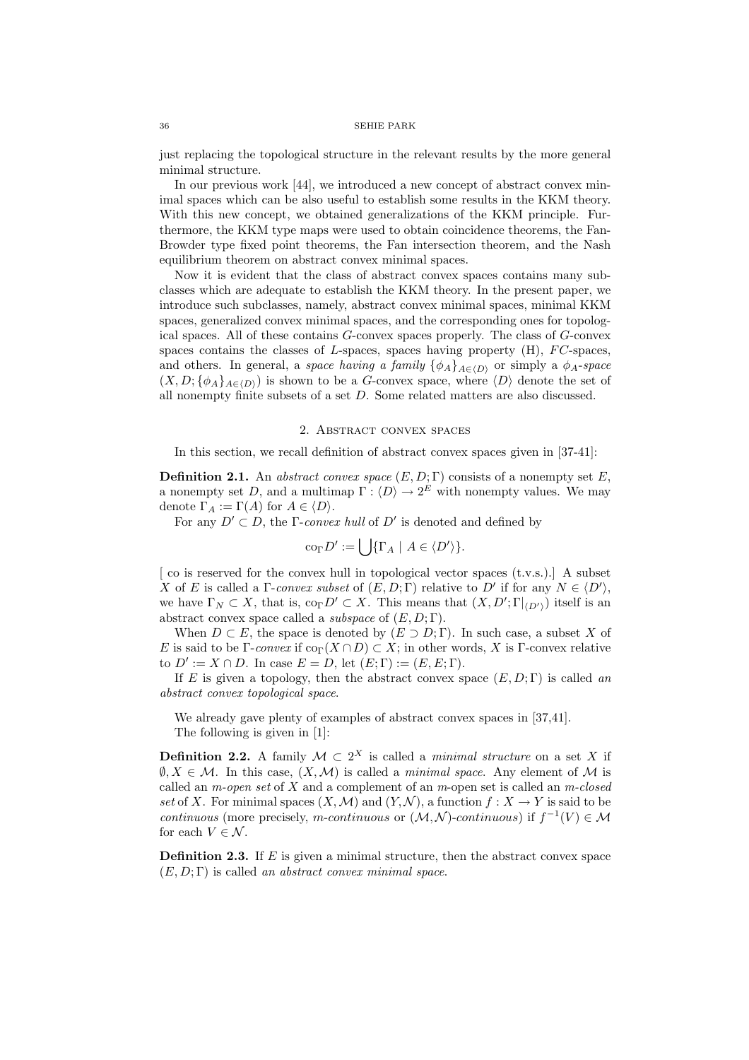just replacing the topological structure in the relevant results by the more general minimal structure.

In our previous work [44], we introduced a new concept of abstract convex minimal spaces which can be also useful to establish some results in the KKM theory. With this new concept, we obtained generalizations of the KKM principle. Furthermore, the KKM type maps were used to obtain coincidence theorems, the Fan-Browder type fixed point theorems, the Fan intersection theorem, and the Nash equilibrium theorem on abstract convex minimal spaces.

Now it is evident that the class of abstract convex spaces contains many subclasses which are adequate to establish the KKM theory. In the present paper, we introduce such subclasses, namely, abstract convex minimal spaces, minimal KKM spaces, generalized convex minimal spaces, and the corresponding ones for topological spaces. All of these contains $G$-convex spaces properly. The class of $G$-convex spaces contains the classes of $L$-spaces, spaces having property (H), $FC$-spaces, and others. In general, a *space having a family* $\{\phi_A\}_{A\in\langle D\rangle}$ or simply a $\phi_A$-*space* $(X, D; \{\phi_A\}_{A\in\langle D\rangle})$ is shown to be a $G$-convex space, where $\langle D\rangle$ denote the set of all nonempty finite subsets of a set $D$. Some related matters are also discussed.

## 2. Abstract convex spaces

In this section, we recall definition of abstract convex spaces given in [37-41]:

**Definition 2.1.** An *abstract convex space* $(E, D; \Gamma)$ consists of a nonempty set $E$, a nonempty set $D$, and a multimap $\Gamma : \langle D\rangle \to 2^E$ with nonempty values. We may denote $\Gamma_A := \Gamma(A)$ for $A \in \langle D\rangle$.

For any $D' \subset D$, the $\Gamma$-*convex hull* of $D'$ is denoted and defined by

$$\mathrm{co}_\Gamma D' := \bigcup\{\Gamma_A \mid A \in \langle D'\rangle\}.$$

[ co is reserved for the convex hull in topological vector spaces (t.v.s.).] A subset $X$ of $E$ is called a $\Gamma$-*convex subset* of $(E, D; \Gamma)$ relative to $D'$ if for any $N \in \langle D'\rangle$, we have $\Gamma_N \subset X$, that is, $\mathrm{co}_\Gamma D' \subset X$. This means that $(X, D'; \Gamma|_{\langle D'\rangle})$ itself is an abstract convex space called a *subspace* of $(E, D; \Gamma)$.

When $D \subset E$, the space is denoted by $(E \supset D; \Gamma)$. In such case, a subset $X$ of $E$ is said to be $\Gamma$-*convex* if $\mathrm{co}_\Gamma(X \cap D) \subset X$; in other words, $X$ is $\Gamma$-convex relative to $D' := X \cap D$. In case $E = D$, let $(E; \Gamma) := (E, E; \Gamma)$.

If $E$ is given a topology, then the abstract convex space $(E, D; \Gamma)$ is called *an abstract convex topological space*.

We already gave plenty of examples of abstract convex spaces in [37,41].

The following is given in [1]:

**Definition 2.2.** A family $\mathcal{M} \subset 2^X$ is called a *minimal structure* on a set $X$ if $\emptyset, X \in \mathcal{M}$. In this case, $(X, \mathcal{M})$ is called a *minimal space*. Any element of $\mathcal{M}$ is called an *m-open set* of $X$ and a complement of an m-open set is called an *m-closed set* of $X$. For minimal spaces $(X, \mathcal{M})$ and $(Y, \mathcal{N})$, a function $f : X \to Y$ is said to be *continuous* (more precisely, *m-continuous* or $(\mathcal{M}, \mathcal{N})$-*continuous*) if $f^{-1}(V) \in \mathcal{M}$ for each $V \in \mathcal{N}$.

**Definition 2.3.** If $E$ is given a minimal structure, then the abstract convex space $(E, D; \Gamma)$ is called *an abstract convex minimal space*.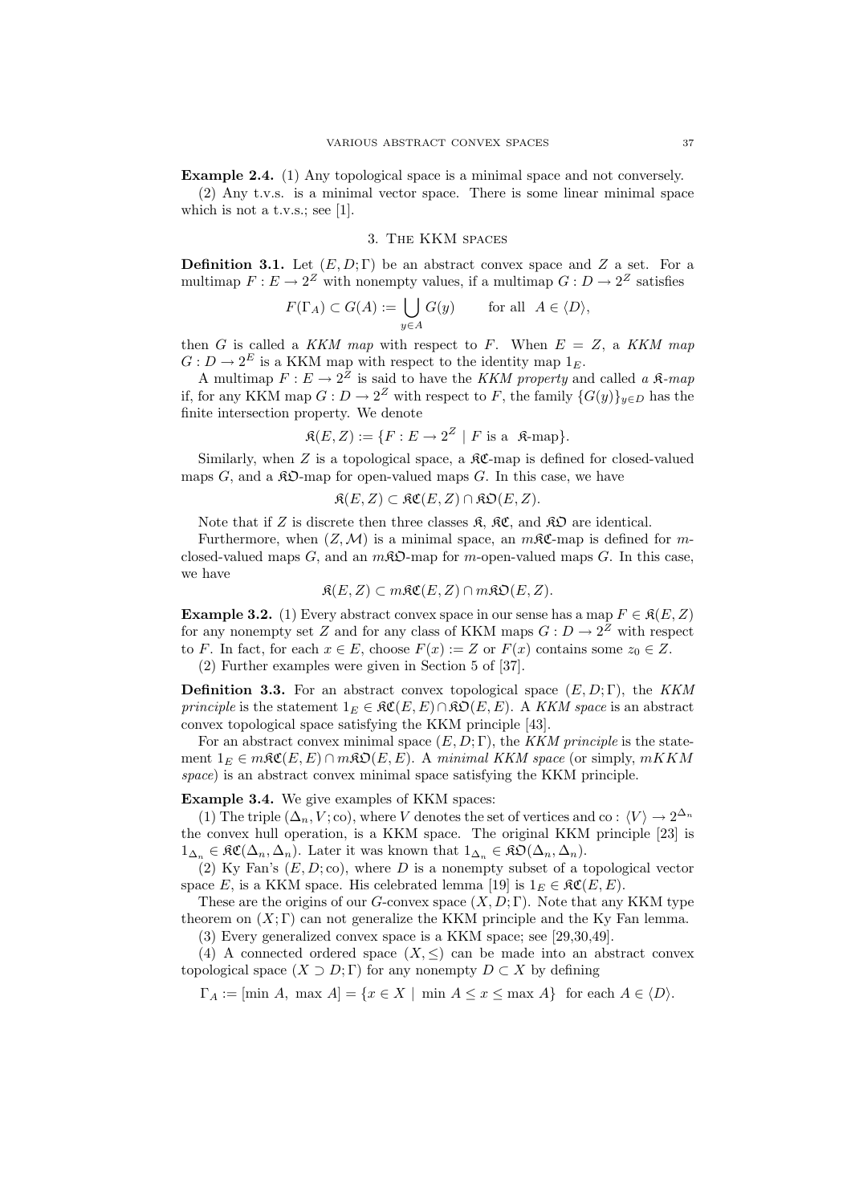**Example 2.4.** (1) Any topological space is a minimal space and not conversely.

(2) Any t.v.s. is a minimal vector space. There is some linear minimal space which is not a t.v.s.; see [1].

## 3. The KKM spaces

**Definition 3.1.** Let $(E, D; \Gamma)$ be an abstract convex space and $Z$ a set. For a multimap $F : E \to 2^Z$ with nonempty values, if a multimap $G : D \to 2^Z$ satisfies

$$F(\Gamma_A) \subset G(A) := \bigcup_{y \in A} G(y) \qquad \text{for all } \; A \in \langle D \rangle,$$

then $G$ is called a *KKM map* with respect to $F$. When $E = Z$, a *KKM map* $G : D \to 2^E$ is a KKM map with respect to the identity map $1_E$.

A multimap $F : E \to 2^Z$ is said to have the *KKM property* and called *a $\mathfrak{K}$-map* if, for any KKM map $G : D \to 2^Z$ with respect to $F$, the family $\{G(y)\}_{y \in D}$ has the finite intersection property. We denote

$$\mathfrak{K}(E, Z) := \{F : E \to 2^Z \mid F \text{ is a } \; \mathfrak{K}\text{-map}\}.$$

Similarly, when $Z$ is a topological space, a $\mathfrak{KC}$-map is defined for closed-valued maps $G$, and a $\mathfrak{KO}$-map for open-valued maps $G$. In this case, we have

$$\mathfrak{K}(E, Z) \subset \mathfrak{KC}(E, Z) \cap \mathfrak{KO}(E, Z).$$

Note that if $Z$ is discrete then three classes $\mathfrak{K}$, $\mathfrak{KC}$, and $\mathfrak{KO}$ are identical.

Furthermore, when $(Z, \mathcal{M})$ is a minimal space, an $m\mathfrak{KC}$-map is defined for $m$-closed-valued maps $G$, and an $m\mathfrak{KO}$-map for $m$-open-valued maps $G$. In this case, we have

$$\mathfrak{K}(E, Z) \subset m\mathfrak{KC}(E, Z) \cap m\mathfrak{KO}(E, Z).$$

**Example 3.2.** (1) Every abstract convex space in our sense has a map $F \in \mathfrak{K}(E, Z)$ for any nonempty set $Z$ and for any class of KKM maps $G : D \to 2^Z$ with respect to $F$. In fact, for each $x \in E$, choose $F(x) := Z$ or $F(x)$ contains some $z_0 \in Z$.

(2) Further examples were given in Section 5 of [37].

**Definition 3.3.** For an abstract convex topological space $(E, D; \Gamma)$, the *KKM principle* is the statement $1_E \in \mathfrak{KC}(E, E) \cap \mathfrak{KO}(E, E)$. A *KKM space* is an abstract convex topological space satisfying the KKM principle [43].

For an abstract convex minimal space $(E, D; \Gamma)$, the *KKM principle* is the statement $1_E \in m\mathfrak{KC}(E, E) \cap m\mathfrak{KO}(E, E)$. A *minimal KKM space* (or simply, *mKKM space*) is an abstract convex minimal space satisfying the KKM principle.

**Example 3.4.** We give examples of KKM spaces:

(1) The triple $(\Delta_n, V; \mathrm{co})$, where $V$ denotes the set of vertices and $\mathrm{co} : \langle V \rangle \to 2^{\Delta_n}$ the convex hull operation, is a KKM space. The original KKM principle [23] is $1_{\Delta_n} \in \mathfrak{KC}(\Delta_n, \Delta_n)$. Later it was known that $1_{\Delta_n} \in \mathfrak{KO}(\Delta_n, \Delta_n)$.

(2) Ky Fan's $(E, D; \mathrm{co})$, where $D$ is a nonempty subset of a topological vector space $E$, is a KKM space. His celebrated lemma [19] is $1_E \in \mathfrak{KC}(E, E)$.

These are the origins of our $G$-convex space $(X, D; \Gamma)$. Note that any KKM type theorem on $(X; \Gamma)$ can not generalize the KKM principle and the Ky Fan lemma.

(3) Every generalized convex space is a KKM space; see [29,30,49].

(4) A connected ordered space $(X, \leq)$ can be made into an abstract convex topological space $(X \supset D; \Gamma)$ for any nonempty $D \subset X$ by defining

$$\Gamma_A := [\min A, \; \max A] = \{x \in X \mid \min A \leq x \leq \max A\} \;\; \text{for each } A \in \langle D \rangle.$$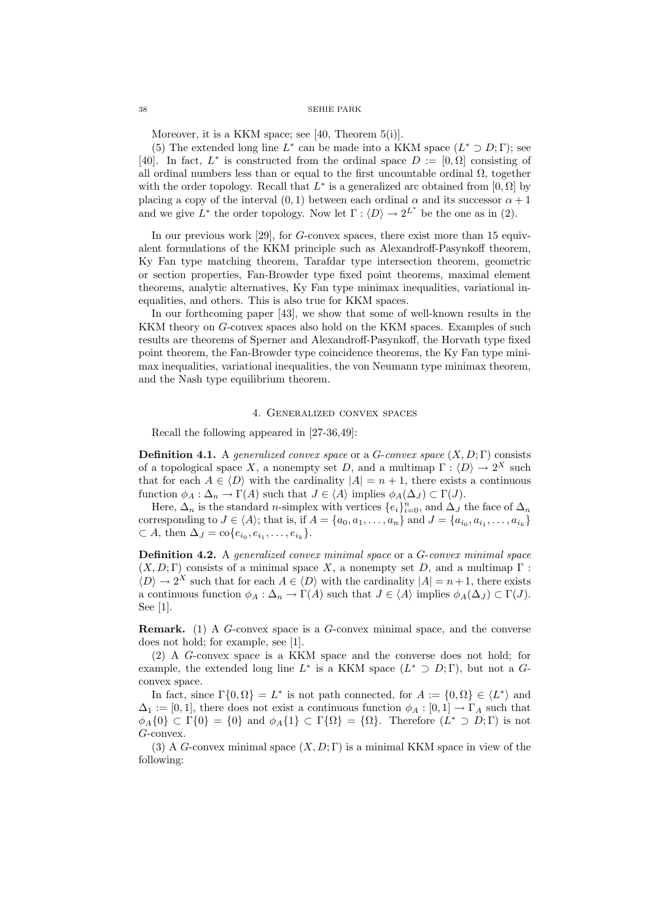Moreover, it is a KKM space; see [40, Theorem 5(i)].

(5) The extended long line $L^*$ can be made into a KKM space $(L^* \supset D; \Gamma)$; see [40]. In fact, $L^*$ is constructed from the ordinal space $D := [0, \Omega]$ consisting of all ordinal numbers less than or equal to the first uncountable ordinal $\Omega$, together with the order topology. Recall that $L^*$ is a generalized arc obtained from $[0, \Omega]$ by placing a copy of the interval $(0, 1)$ between each ordinal $\alpha$ and its successor $\alpha + 1$ and we give $L^*$ the order topology. Now let $\Gamma : \langle D \rangle \to 2^{L^*}$ be the one as in (2).

In our previous work [29], for $G$-convex spaces, there exist more than 15 equivalent formulations of the KKM principle such as Alexandroff-Pasynkoff theorem, Ky Fan type matching theorem, Tarafdar type intersection theorem, geometric or section properties, Fan-Browder type fixed point theorems, maximal element theorems, analytic alternatives, Ky Fan type minimax inequalities, variational inequalities, and others. This is also true for KKM spaces.

In our forthcoming paper [43], we show that some of well-known results in the KKM theory on $G$-convex spaces also hold on the KKM spaces. Examples of such results are theorems of Sperner and Alexandroff-Pasynkoff, the Horvath type fixed point theorem, the Fan-Browder type coincidence theorems, the Ky Fan type minimax inequalities, variational inequalities, the von Neumann type minimax theorem, and the Nash type equilibrium theorem.

## 4. Generalized convex spaces

Recall the following appeared in [27-36,49]:

**Definition 4.1.** A *generalized convex space* or a *G-convex space* $(X, D; \Gamma)$ consists of a topological space $X$, a nonempty set $D$, and a multimap $\Gamma : \langle D \rangle \to 2^X$ such that for each $A \in \langle D \rangle$ with the cardinality $|A| = n + 1$, there exists a continuous function $\phi_A : \Delta_n \to \Gamma(A)$ such that $J \in \langle A \rangle$ implies $\phi_A(\Delta_J) \subset \Gamma(J)$.

Here, $\Delta_n$ is the standard $n$-simplex with vertices $\{e_i\}_{i=0}^n$, and $\Delta_J$ the face of $\Delta_n$ corresponding to $J \in \langle A \rangle$; that is, if $A = \{a_0, a_1, \ldots, a_n\}$ and $J = \{a_{i_0}, a_{i_1}, \ldots, a_{i_k}\}$ $\subset A$, then $\Delta_J = \mathrm{co}\{e_{i_0}, e_{i_1}, \ldots, e_{i_k}\}$.

**Definition 4.2.** A *generalized convex minimal space* or a *G-convex minimal space* $(X, D; \Gamma)$ consists of a minimal space $X$, a nonempty set $D$, and a multimap $\Gamma : \langle D \rangle \to 2^X$ such that for each $A \in \langle D \rangle$ with the cardinality $|A| = n+1$, there exists a continuous function $\phi_A : \Delta_n \to \Gamma(A)$ such that $J \in \langle A \rangle$ implies $\phi_A(\Delta_J) \subset \Gamma(J)$. See [1].

**Remark.** (1) A $G$-convex space is a $G$-convex minimal space, and the converse does not hold; for example, see [1].

(2) A $G$-convex space is a KKM space and the converse does not hold; for example, the extended long line $L^*$ is a KKM space $(L^* \supset D; \Gamma)$, but not a $G$-convex space.

In fact, since $\Gamma\{0, \Omega\} = L^*$ is not path connected, for $A := \{0, \Omega\} \in \langle L^* \rangle$ and $\Delta_1 := [0, 1]$, there does not exist a continuous function $\phi_A : [0, 1] \to \Gamma_A$ such that $\phi_A\{0\} \subset \Gamma\{0\} = \{0\}$ and $\phi_A\{1\} \subset \Gamma\{\Omega\} = \{\Omega\}$. Therefore $(L^* \supset D; \Gamma)$ is not $G$-convex.

(3) A $G$-convex minimal space $(X, D; \Gamma)$ is a minimal KKM space in view of the following: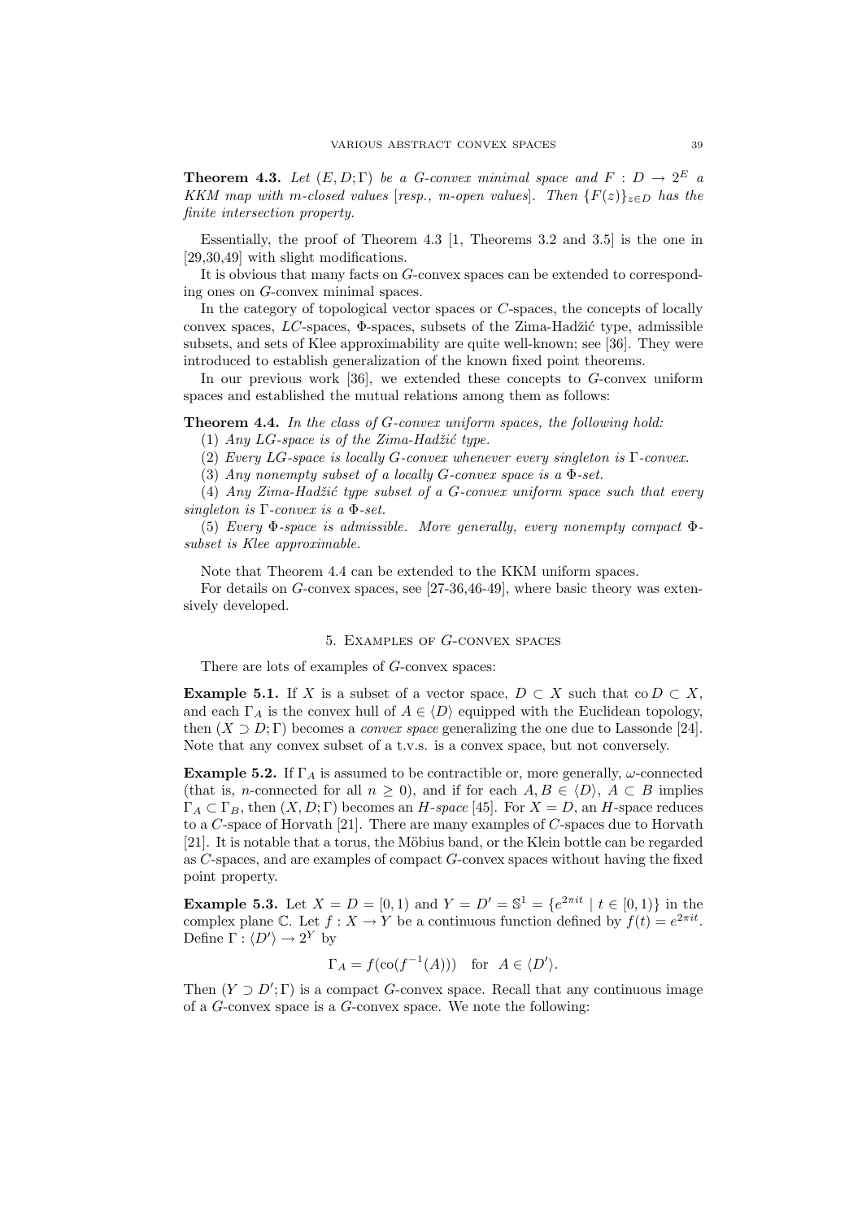**Theorem 4.3.** *Let $(E, D; \Gamma)$ be a $G$-convex minimal space and $F : D \to 2^E$ a KKM map with $m$-closed values* [*resp., $m$-open values*]. *Then $\{F(z)\}_{z \in D}$ has the finite intersection property.*

Essentially, the proof of Theorem 4.3 [1, Theorems 3.2 and 3.5] is the one in [29,30,49] with slight modifications.

It is obvious that many facts on $G$-convex spaces can be extended to corresponding ones on $G$-convex minimal spaces.

In the category of topological vector spaces or $C$-spaces, the concepts of locally convex spaces, $LC$-spaces, $\Phi$-spaces, subsets of the Zima-Hadžić type, admissible subsets, and sets of Klee approximability are quite well-known; see [36]. They were introduced to establish generalization of the known fixed point theorems.

In our previous work [36], we extended these concepts to $G$-convex uniform spaces and established the mutual relations among them as follows:

**Theorem 4.4.** *In the class of $G$-convex uniform spaces, the following hold:*

(1) *Any $LG$-space is of the Zima-Hadžić type.*

(2) *Every $LG$-space is locally $G$-convex whenever every singleton is $\Gamma$-convex.*

(3) *Any nonempty subset of a locally $G$-convex space is a $\Phi$-set.*

(4) *Any Zima-Hadžić type subset of a $G$-convex uniform space such that every singleton is $\Gamma$-convex is a $\Phi$-set.*

(5) *Every $\Phi$-space is admissible. More generally, every nonempty compact $\Phi$-subset is Klee approximable.*

Note that Theorem 4.4 can be extended to the KKM uniform spaces.

For details on $G$-convex spaces, see [27-36,46-49], where basic theory was extensively developed.

## 5. Examples of $G$-convex spaces

There are lots of examples of $G$-convex spaces:

**Example 5.1.** If $X$ is a subset of a vector space, $D \subset X$ such that $\operatorname{co} D \subset X$, and each $\Gamma_A$ is the convex hull of $A \in \langle D \rangle$ equipped with the Euclidean topology, then $(X \supset D; \Gamma)$ becomes a *convex space* generalizing the one due to Lassonde [24]. Note that any convex subset of a t.v.s. is a convex space, but not conversely.

**Example 5.2.** If $\Gamma_A$ is assumed to be contractible or, more generally, $\omega$-connected (that is, $n$-connected for all $n \geq 0$), and if for each $A, B \in \langle D \rangle$, $A \subset B$ implies $\Gamma_A \subset \Gamma_B$, then $(X, D; \Gamma)$ becomes an *$H$-space* [45]. For $X = D$, an $H$-space reduces to a $C$-space of Horvath [21]. There are many examples of $C$-spaces due to Horvath [21]. It is notable that a torus, the Möbius band, or the Klein bottle can be regarded as $C$-spaces, and are examples of compact $G$-convex spaces without having the fixed point property.

**Example 5.3.** Let $X = D = [0, 1)$ and $Y = D' = \mathbb{S}^1 = \{e^{2\pi i t} \mid t \in [0, 1)\}$ in the complex plane $\mathbb{C}$. Let $f : X \to Y$ be a continuous function defined by $f(t) = e^{2\pi i t}$. Define $\Gamma : \langle D' \rangle \to 2^Y$ by

$$\Gamma_A = f(\operatorname{co}(f^{-1}(A))) \quad \text{for} \;\; A \in \langle D' \rangle.$$

Then $(Y \supset D'; \Gamma)$ is a compact $G$-convex space. Recall that any continuous image of a $G$-convex space is a $G$-convex space. We note the following: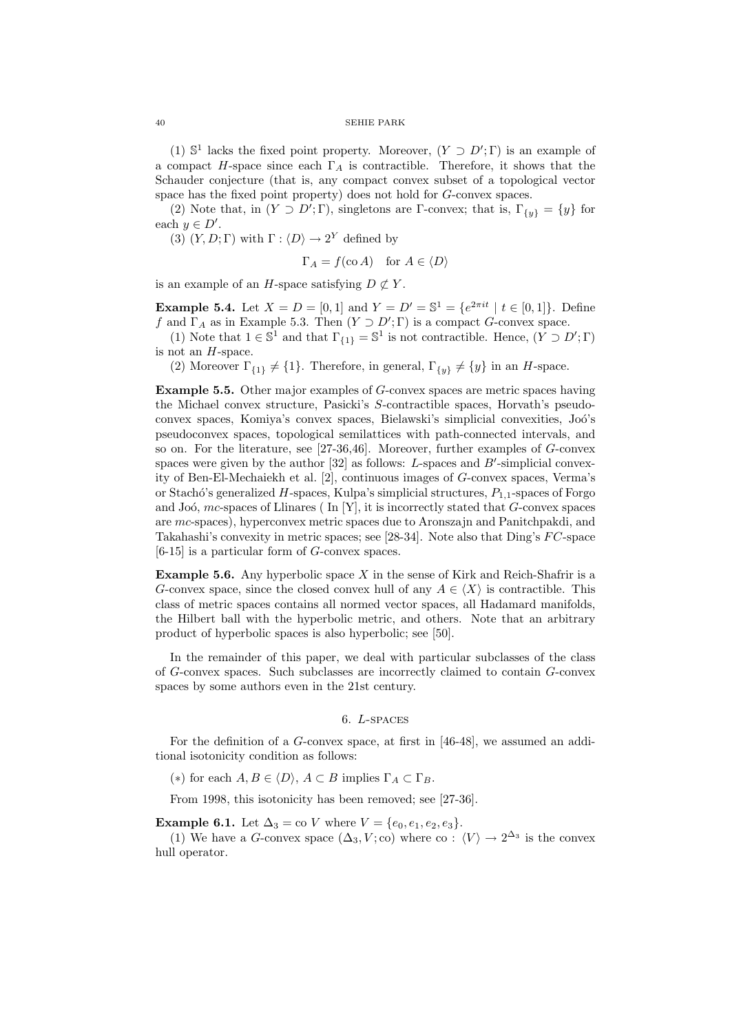(1) $\mathbb{S}^1$ lacks the fixed point property. Moreover, $(Y \supset D'; \Gamma)$ is an example of a compact $H$-space since each $\Gamma_A$ is contractible. Therefore, it shows that the Schauder conjecture (that is, any compact convex subset of a topological vector space has the fixed point property) does not hold for $G$-convex spaces.

(2) Note that, in $(Y \supset D'; \Gamma)$, singletons are $\Gamma$-convex; that is, $\Gamma_{\{y\}} = \{y\}$ for each $y \in D'$.

(3) $(Y, D; \Gamma)$ with $\Gamma : \langle D \rangle \to 2^Y$ defined by

$$\Gamma_A = f(\text{co}\, A) \quad \text{for } A \in \langle D \rangle$$

is an example of an $H$-space satisfying $D \not\subset Y$.

**Example 5.4.** Let $X = D = [0,1]$ and $Y = D' = \mathbb{S}^1 = \{e^{2\pi i t} \mid t \in [0,1]\}$. Define $f$ and $\Gamma_A$ as in Example 5.3. Then $(Y \supset D'; \Gamma)$ is a compact $G$-convex space.

(1) Note that $1 \in \mathbb{S}^1$ and that $\Gamma_{\{1\}} = \mathbb{S}^1$ is not contractible. Hence, $(Y \supset D'; \Gamma)$ is not an $H$-space.

(2) Moreover $\Gamma_{\{1\}} \neq \{1\}$. Therefore, in general, $\Gamma_{\{y\}} \neq \{y\}$ in an $H$-space.

**Example 5.5.** Other major examples of $G$-convex spaces are metric spaces having the Michael convex structure, Pasicki's $S$-contractible spaces, Horvath's pseudoconvex spaces, Komiya's convex spaces, Bielawski's simplicial convexities, Joó's pseudoconvex spaces, topological semilattices with path-connected intervals, and so on. For the literature, see [27-36,46]. Moreover, further examples of $G$-convex spaces were given by the author [32] as follows: $L$-spaces and $B'$-simplicial convexity of Ben-El-Mechaiekh et al. [2], continuous images of $G$-convex spaces, Verma's or Stachó's generalized $H$-spaces, Kulpa's simplicial structures, $P_{1,1}$-spaces of Forgo and Joó, $mc$-spaces of Llinares ( In [Y], it is incorrectly stated that $G$-convex spaces are $mc$-spaces), hyperconvex metric spaces due to Aronszajn and Panitchpakdi, and Takahashi's convexity in metric spaces; see [28-34]. Note also that Ding's $FC$-space [6-15] is a particular form of $G$-convex spaces.

**Example 5.6.** Any hyperbolic space $X$ in the sense of Kirk and Reich-Shafrir is a $G$-convex space, since the closed convex hull of any $A \in \langle X \rangle$ is contractible. This class of metric spaces contains all normed vector spaces, all Hadamard manifolds, the Hilbert ball with the hyperbolic metric, and others. Note that an arbitrary product of hyperbolic spaces is also hyperbolic; see [50].

In the remainder of this paper, we deal with particular subclasses of the class of $G$-convex spaces. Such subclasses are incorrectly claimed to contain $G$-convex spaces by some authors even in the 21st century.

## 6. $L$-spaces

For the definition of a $G$-convex space, at first in [46-48], we assumed an additional isotonicity condition as follows:

($*$) for each $A, B \in \langle D \rangle$, $A \subset B$ implies $\Gamma_A \subset \Gamma_B$.

From 1998, this isotonicity has been removed; see [27-36].

**Example 6.1.** Let $\Delta_3 = \text{co}\, V$ where $V = \{e_0, e_1, e_2, e_3\}$.

(1) We have a $G$-convex space $(\Delta_3, V; \text{co})$ where $\text{co} : \langle V \rangle \to 2^{\Delta_3}$ is the convex hull operator.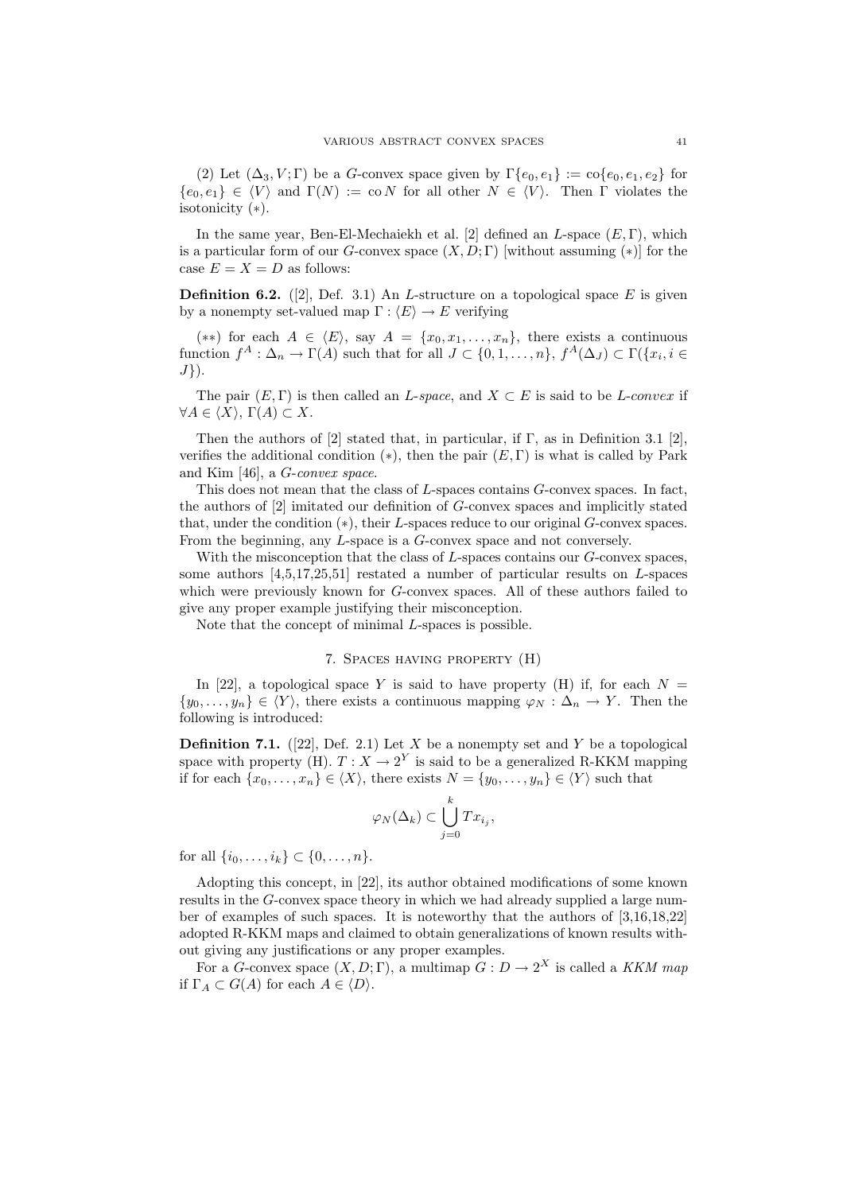(2) Let $(\Delta_3, V; \Gamma)$ be a $G$-convex space given by $\Gamma\{e_0, e_1\} := \mathrm{co}\{e_0, e_1, e_2\}$ for $\{e_0, e_1\} \in \langle V \rangle$ and $\Gamma(N) := \mathrm{co}\, N$ for all other $N \in \langle V \rangle$. Then $\Gamma$ violates the isotonicity $(*)$.

In the same year, Ben-El-Mechaiekh et al. [2] defined an $L$-space $(E, \Gamma)$, which is a particular form of our $G$-convex space $(X, D; \Gamma)$ [without assuming $(*)$] for the case $E = X = D$ as follows:

**Definition 6.2.** ([2], Def. 3.1) An $L$-structure on a topological space $E$ is given by a nonempty set-valued map $\Gamma : \langle E \rangle \to E$ verifying

$(**)$ for each $A \in \langle E \rangle$, say $A = \{x_0, x_1, \ldots, x_n\}$, there exists a continuous function $f^A : \Delta_n \to \Gamma(A)$ such that for all $J \subset \{0, 1, \ldots, n\}$, $f^A(\Delta_J) \subset \Gamma(\{x_i, i \in J\})$.

The pair $(E, \Gamma)$ is then called an *L-space*, and $X \subset E$ is said to be *L-convex* if $\forall A \in \langle X \rangle$, $\Gamma(A) \subset X$.

Then the authors of [2] stated that, in particular, if $\Gamma$, as in Definition 3.1 [2], verifies the additional condition $(*)$, then the pair $(E, \Gamma)$ is what is called by Park and Kim [46], a *G-convex space*.

This does not mean that the class of $L$-spaces contains $G$-convex spaces. In fact, the authors of [2] imitated our definition of $G$-convex spaces and implicitly stated that, under the condition $(*)$, their $L$-spaces reduce to our original $G$-convex spaces. From the beginning, any $L$-space is a $G$-convex space and not conversely.

With the misconception that the class of $L$-spaces contains our $G$-convex spaces, some authors [4,5,17,25,51] restated a number of particular results on $L$-spaces which were previously known for $G$-convex spaces. All of these authors failed to give any proper example justifying their misconception.

Note that the concept of minimal $L$-spaces is possible.

## 7. Spaces having property (H)

In [22], a topological space $Y$ is said to have property (H) if, for each $N = \{y_0, \ldots, y_n\} \in \langle Y \rangle$, there exists a continuous mapping $\varphi_N : \Delta_n \to Y$. Then the following is introduced:

**Definition 7.1.** ([22], Def. 2.1) Let $X$ be a nonempty set and $Y$ be a topological space with property (H). $T : X \to 2^Y$ is said to be a generalized R-KKM mapping if for each $\{x_0, \ldots, x_n\} \in \langle X \rangle$, there exists $N = \{y_0, \ldots, y_n\} \in \langle Y \rangle$ such that

$$\varphi_N(\Delta_k) \subset \bigcup_{j=0}^{k} Tx_{i_j},$$

for all $\{i_0, \ldots, i_k\} \subset \{0, \ldots, n\}$.

Adopting this concept, in [22], its author obtained modifications of some known results in the $G$-convex space theory in which we had already supplied a large number of examples of such spaces. It is noteworthy that the authors of [3,16,18,22] adopted R-KKM maps and claimed to obtain generalizations of known results without giving any justifications or any proper examples.

For a $G$-convex space $(X, D; \Gamma)$, a multimap $G : D \to 2^X$ is called a *KKM map* if $\Gamma_A \subset G(A)$ for each $A \in \langle D \rangle$.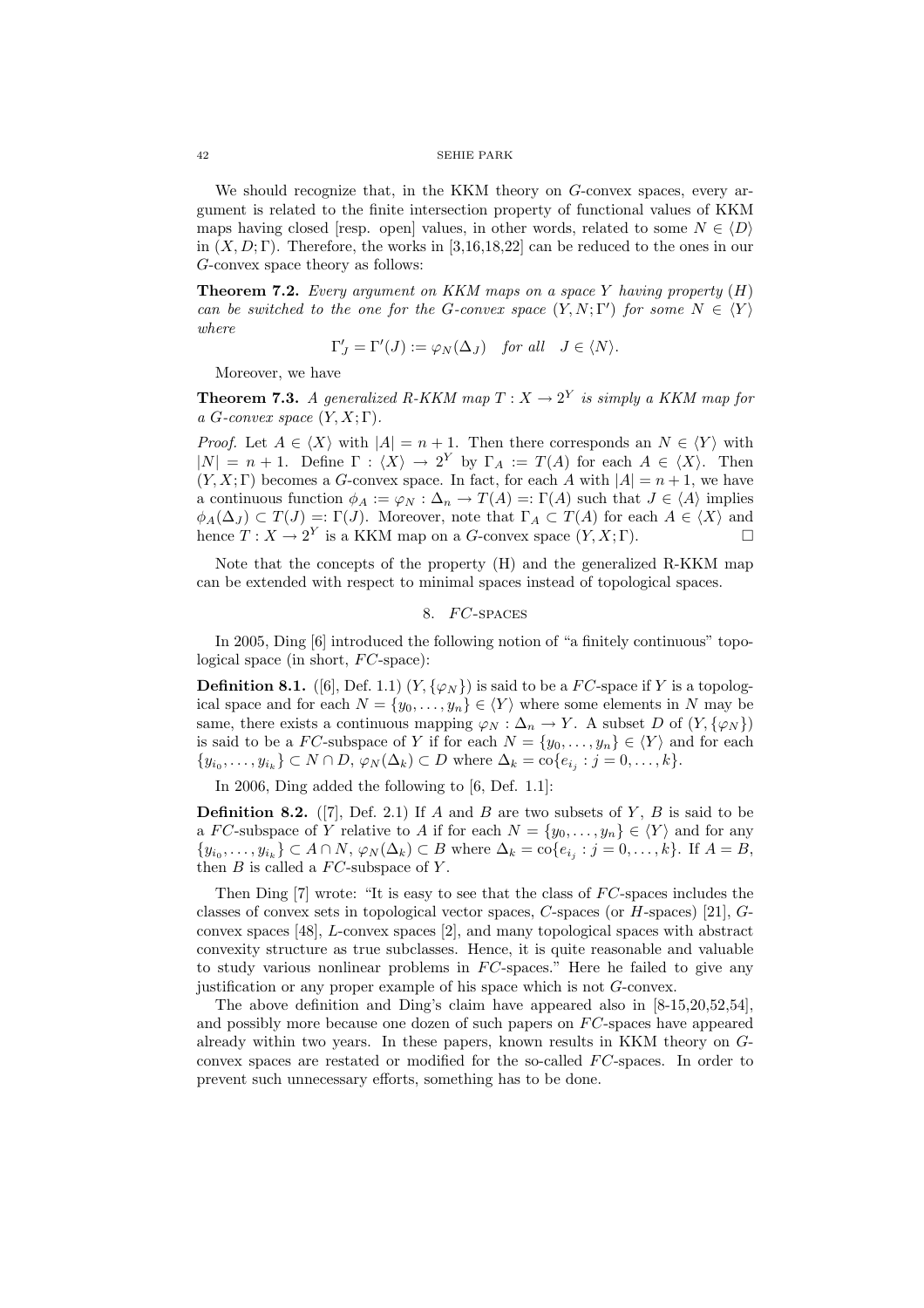We should recognize that, in the KKM theory on $G$-convex spaces, every argument is related to the finite intersection property of functional values of KKM maps having closed [resp. open] values, in other words, related to some $N \in \langle D \rangle$ in $(X, D; \Gamma)$. Therefore, the works in [3,16,18,22] can be reduced to the ones in our $G$-convex space theory as follows:

**Theorem 7.2.** *Every argument on KKM maps on a space $Y$ having property $(H)$ can be switched to the one for the $G$-convex space $(Y, N; \Gamma')$ for some $N \in \langle Y \rangle$ where*

$$\Gamma'_J = \Gamma'(J) := \varphi_N(\Delta_J) \quad \text{for all} \quad J \in \langle N \rangle.$$

Moreover, we have

**Theorem 7.3.** *A generalized R-KKM map $T : X \to 2^Y$ is simply a KKM map for a $G$-convex space $(Y, X; \Gamma)$.*

*Proof.* Let $A \in \langle X \rangle$ with $|A| = n + 1$. Then there corresponds an $N \in \langle Y \rangle$ with $|N| = n + 1$. Define $\Gamma : \langle X \rangle \to 2^Y$ by $\Gamma_A := T(A)$ for each $A \in \langle X \rangle$. Then $(Y, X; \Gamma)$ becomes a $G$-convex space. In fact, for each $A$ with $|A| = n + 1$, we have a continuous function $\phi_A := \varphi_N : \Delta_n \to T(A) =: \Gamma(A)$ such that $J \in \langle A \rangle$ implies $\phi_A(\Delta_J) \subset T(J) =: \Gamma(J)$. Moreover, note that $\Gamma_A \subset T(A)$ for each $A \in \langle X \rangle$ and hence $T : X \to 2^Y$ is a KKM map on a $G$-convex space $(Y, X; \Gamma)$. □

Note that the concepts of the property (H) and the generalized R-KKM map can be extended with respect to minimal spaces instead of topological spaces.

## 8. $FC$-spaces

In 2005, Ding [6] introduced the following notion of "a finitely continuous" topological space (in short, $FC$-space):

**Definition 8.1.** ([6], Def. 1.1) $(Y, \{\varphi_N\})$ is said to be a $FC$-space if $Y$ is a topological space and for each $N = \{y_0, \ldots, y_n\} \in \langle Y \rangle$ where some elements in $N$ may be same, there exists a continuous mapping $\varphi_N : \Delta_n \to Y$. A subset $D$ of $(Y, \{\varphi_N\})$ is said to be a $FC$-subspace of $Y$ if for each $N = \{y_0, \ldots, y_n\} \in \langle Y \rangle$ and for each $\{y_{i_0}, \ldots, y_{i_k}\} \subset N \cap D$, $\varphi_N(\Delta_k) \subset D$ where $\Delta_k = \text{co}\{e_{i_j} : j = 0, \ldots, k\}$.

In 2006, Ding added the following to [6, Def. 1.1]:

**Definition 8.2.** ([7], Def. 2.1) If $A$ and $B$ are two subsets of $Y$, $B$ is said to be a $FC$-subspace of $Y$ relative to $A$ if for each $N = \{y_0, \ldots, y_n\} \in \langle Y \rangle$ and for any $\{y_{i_0}, \ldots, y_{i_k}\} \subset A \cap N$, $\varphi_N(\Delta_k) \subset B$ where $\Delta_k = \text{co}\{e_{i_j} : j = 0, \ldots, k\}$. If $A = B$, then $B$ is called a $FC$-subspace of $Y$.

Then Ding [7] wrote: "It is easy to see that the class of $FC$-spaces includes the classes of convex sets in topological vector spaces, $C$-spaces (or $H$-spaces) [21], $G$-convex spaces [48], $L$-convex spaces [2], and many topological spaces with abstract convexity structure as true subclasses. Hence, it is quite reasonable and valuable to study various nonlinear problems in $FC$-spaces." Here he failed to give any justification or any proper example of his space which is not $G$-convex.

The above definition and Ding's claim have appeared also in [8-15,20,52,54], and possibly more because one dozen of such papers on $FC$-spaces have appeared already within two years. In these papers, known results in KKM theory on $G$-convex spaces are restated or modified for the so-called $FC$-spaces. In order to prevent such unnecessary efforts, something has to be done.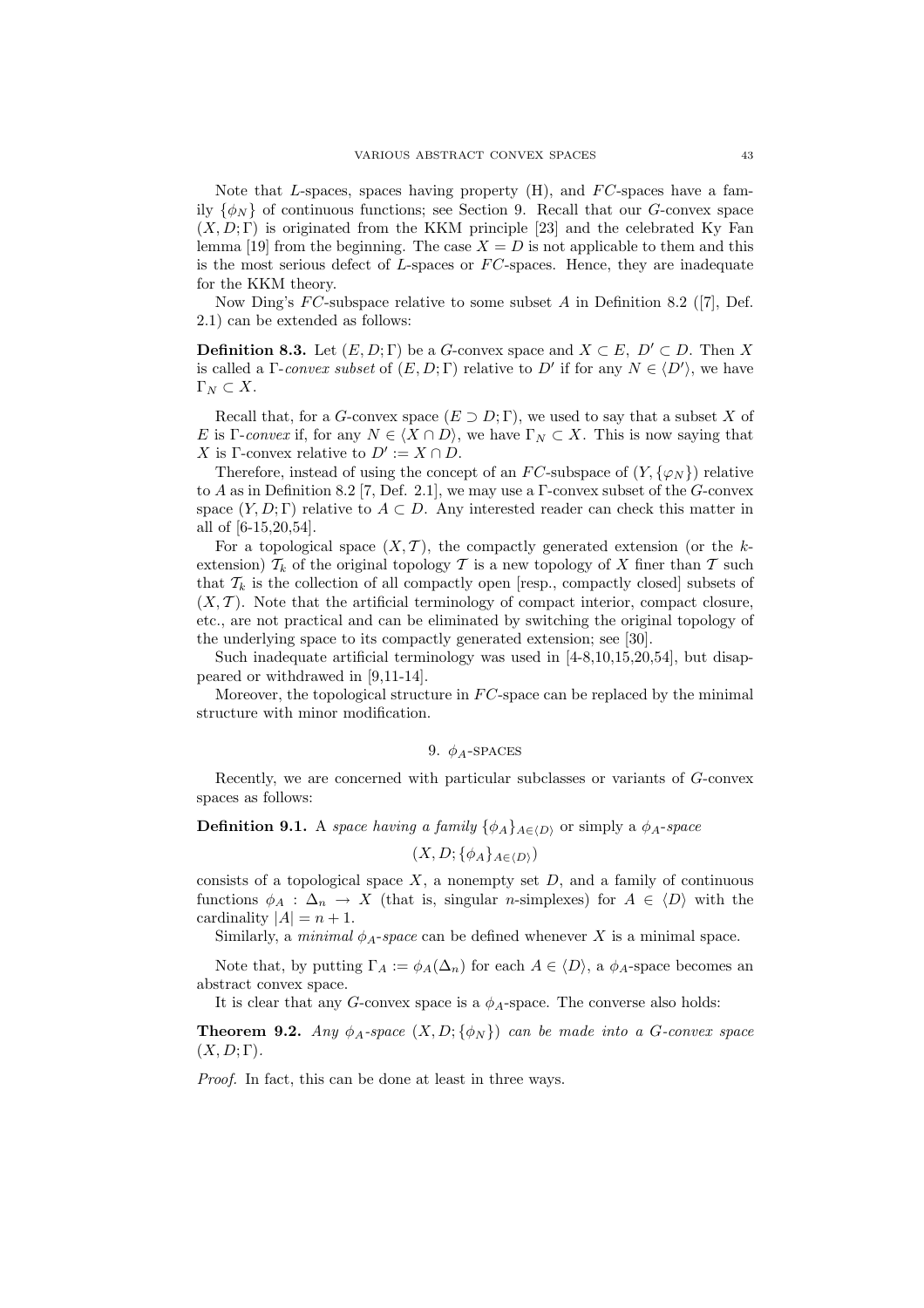Note that $L$-spaces, spaces having property (H), and $FC$-spaces have a family $\{\phi_N\}$ of continuous functions; see Section 9. Recall that our $G$-convex space $(X, D; \Gamma)$ is originated from the KKM principle [23] and the celebrated Ky Fan lemma [19] from the beginning. The case $X = D$ is not applicable to them and this is the most serious defect of $L$-spaces or $FC$-spaces. Hence, they are inadequate for the KKM theory.

Now Ding's $FC$-subspace relative to some subset $A$ in Definition 8.2 ([7], Def. 2.1) can be extended as follows:

**Definition 8.3.** Let $(E, D; \Gamma)$ be a $G$-convex space and $X \subset E$, $D' \subset D$. Then $X$ is called a $\Gamma$-*convex subset* of $(E, D; \Gamma)$ relative to $D'$ if for any $N \in \langle D' \rangle$, we have $\Gamma_N \subset X$.

Recall that, for a $G$-convex space $(E \supset D; \Gamma)$, we used to say that a subset $X$ of $E$ is $\Gamma$-*convex* if, for any $N \in \langle X \cap D \rangle$, we have $\Gamma_N \subset X$. This is now saying that $X$ is $\Gamma$-convex relative to $D' := X \cap D$.

Therefore, instead of using the concept of an $FC$-subspace of $(Y, \{\varphi_N\})$ relative to $A$ as in Definition 8.2 [7, Def. 2.1], we may use a $\Gamma$-convex subset of the $G$-convex space $(Y, D; \Gamma)$ relative to $A \subset D$. Any interested reader can check this matter in all of [6-15,20,54].

For a topological space $(X, \mathcal{T})$, the compactly generated extension (or the $k$-extension) $\mathcal{T}_k$ of the original topology $\mathcal{T}$ is a new topology of $X$ finer than $\mathcal{T}$ such that $\mathcal{T}_k$ is the collection of all compactly open [resp., compactly closed] subsets of $(X, \mathcal{T})$. Note that the artificial terminology of compact interior, compact closure, etc., are not practical and can be eliminated by switching the original topology of the underlying space to its compactly generated extension; see [30].

Such inadequate artificial terminology was used in [4-8,10,15,20,54], but disappeared or withdrawed in [9,11-14].

Moreover, the topological structure in $FC$-space can be replaced by the minimal structure with minor modification.

## 9. $\phi_A$-spaces

Recently, we are concerned with particular subclasses or variants of $G$-convex spaces as follows:

**Definition 9.1.** A *space having a family* $\{\phi_A\}_{A \in \langle D \rangle}$ or simply a $\phi_A$-*space*

$$(X, D; \{\phi_A\}_{A \in \langle D \rangle})$$

consists of a topological space $X$, a nonempty set $D$, and a family of continuous functions $\phi_A : \Delta_n \to X$ (that is, singular $n$-simplexes) for $A \in \langle D \rangle$ with the cardinality $|A| = n + 1$.

Similarly, a *minimal* $\phi_A$-*space* can be defined whenever $X$ is a minimal space.

Note that, by putting $\Gamma_A := \phi_A(\Delta_n)$ for each $A \in \langle D \rangle$, a $\phi_A$-space becomes an abstract convex space.

It is clear that any $G$-convex space is a $\phi_A$-space. The converse also holds:

**Theorem 9.2.** *Any $\phi_A$-space $(X, D; \{\phi_N\})$ can be made into a $G$-convex space $(X, D; \Gamma)$.*

*Proof.* In fact, this can be done at least in three ways.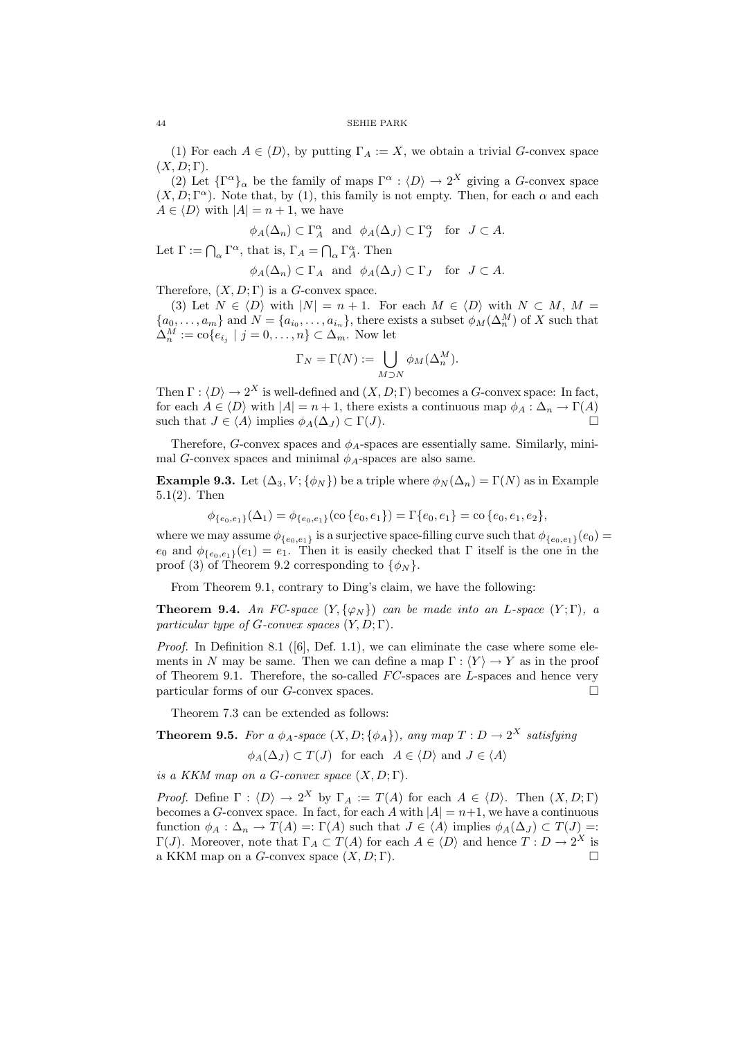(1) For each $A \in \langle D \rangle$, by putting $\Gamma_A := X$, we obtain a trivial $G$-convex space $(X, D; \Gamma)$.

(2) Let $\{\Gamma^\alpha\}_\alpha$ be the family of maps $\Gamma^\alpha : \langle D \rangle \to 2^X$ giving a $G$-convex space $(X, D; \Gamma^\alpha)$. Note that, by (1), this family is not empty. Then, for each $\alpha$ and each $A \in \langle D \rangle$ with $|A| = n+1$, we have

$$\phi_A(\Delta_n) \subset \Gamma^\alpha_A \quad \text{and} \quad \phi_A(\Delta_J) \subset \Gamma^\alpha_J \quad \text{for} \quad J \subset A.$$

Let $\Gamma := \bigcap_\alpha \Gamma^\alpha$, that is, $\Gamma_A = \bigcap_\alpha \Gamma^\alpha_A$. Then

$$\phi_A(\Delta_n) \subset \Gamma_A \quad \text{and} \quad \phi_A(\Delta_J) \subset \Gamma_J \quad \text{for} \quad J \subset A.$$

Therefore, $(X, D; \Gamma)$ is a $G$-convex space.

(3) Let $N \in \langle D \rangle$ with $|N| = n+1$. For each $M \in \langle D \rangle$ with $N \subset M$, $M = \{a_0, \ldots, a_m\}$ and $N = \{a_{i_0}, \ldots, a_{i_n}\}$, there exists a subset $\phi_M(\Delta^M_n)$ of $X$ such that $\Delta^M_n := \text{co}\{e_{i_j} \mid j = 0, \ldots, n\} \subset \Delta_m$. Now let

$$\Gamma_N = \Gamma(N) := \bigcup_{M \supset N} \phi_M(\Delta^M_n).$$

Then $\Gamma : \langle D \rangle \to 2^X$ is well-defined and $(X, D; \Gamma)$ becomes a $G$-convex space: In fact, for each $A \in \langle D \rangle$ with $|A| = n+1$, there exists a continuous map $\phi_A : \Delta_n \to \Gamma(A)$ such that $J \in \langle A \rangle$ implies $\phi_A(\Delta_J) \subset \Gamma(J)$. $\square$

Therefore, $G$-convex spaces and $\phi_A$-spaces are essentially same. Similarly, minimal $G$-convex spaces and minimal $\phi_A$-spaces are also same.

**Example 9.3.** Let $(\Delta_3, V; \{\phi_N\})$ be a triple where $\phi_N(\Delta_n) = \Gamma(N)$ as in Example 5.1(2). Then

$$\phi_{\{e_0,e_1\}}(\Delta_1) = \phi_{\{e_0,e_1\}}(\text{co}\,\{e_0, e_1\}) = \Gamma\{e_0, e_1\} = \text{co}\,\{e_0, e_1, e_2\},$$

where we may assume $\phi_{\{e_0,e_1\}}$ is a surjective space-filling curve such that $\phi_{\{e_0,e_1\}}(e_0) = e_0$ and $\phi_{\{e_0,e_1\}}(e_1) = e_1$. Then it is easily checked that $\Gamma$ itself is the one in the proof (3) of Theorem 9.2 corresponding to $\{\phi_N\}$.

From Theorem 9.1, contrary to Ding's claim, we have the following:

**Theorem 9.4.** *An FC-space $(Y, \{\varphi_N\})$ can be made into an L-space $(Y; \Gamma)$, a particular type of G-convex spaces $(Y, D; \Gamma)$.*

*Proof.* In Definition 8.1 ([6], Def. 1.1), we can eliminate the case where some elements in $N$ may be same. Then we can define a map $\Gamma : \langle Y \rangle \to Y$ as in the proof of Theorem 9.1. Therefore, the so-called $FC$-spaces are $L$-spaces and hence very particular forms of our $G$-convex spaces. $\square$

Theorem 7.3 can be extended as follows:

**Theorem 9.5.** *For a $\phi_A$-space $(X, D; \{\phi_A\})$, any map $T : D \to 2^X$ satisfying*

$$\phi_A(\Delta_J) \subset T(J) \quad \text{for each} \quad A \in \langle D \rangle \text{ and } J \in \langle A \rangle$$

*is a KKM map on a G-convex space $(X, D; \Gamma)$.*

*Proof.* Define $\Gamma : \langle D \rangle \to 2^X$ by $\Gamma_A := T(A)$ for each $A \in \langle D \rangle$. Then $(X, D; \Gamma)$ becomes a $G$-convex space. In fact, for each $A$ with $|A| = n+1$, we have a continuous function $\phi_A : \Delta_n \to T(A) =: \Gamma(A)$ such that $J \in \langle A \rangle$ implies $\phi_A(\Delta_J) \subset T(J) =: \Gamma(J)$. Moreover, note that $\Gamma_A \subset T(A)$ for each $A \in \langle D \rangle$ and hence $T : D \to 2^X$ is a KKM map on a $G$-convex space $(X, D; \Gamma)$. $\square$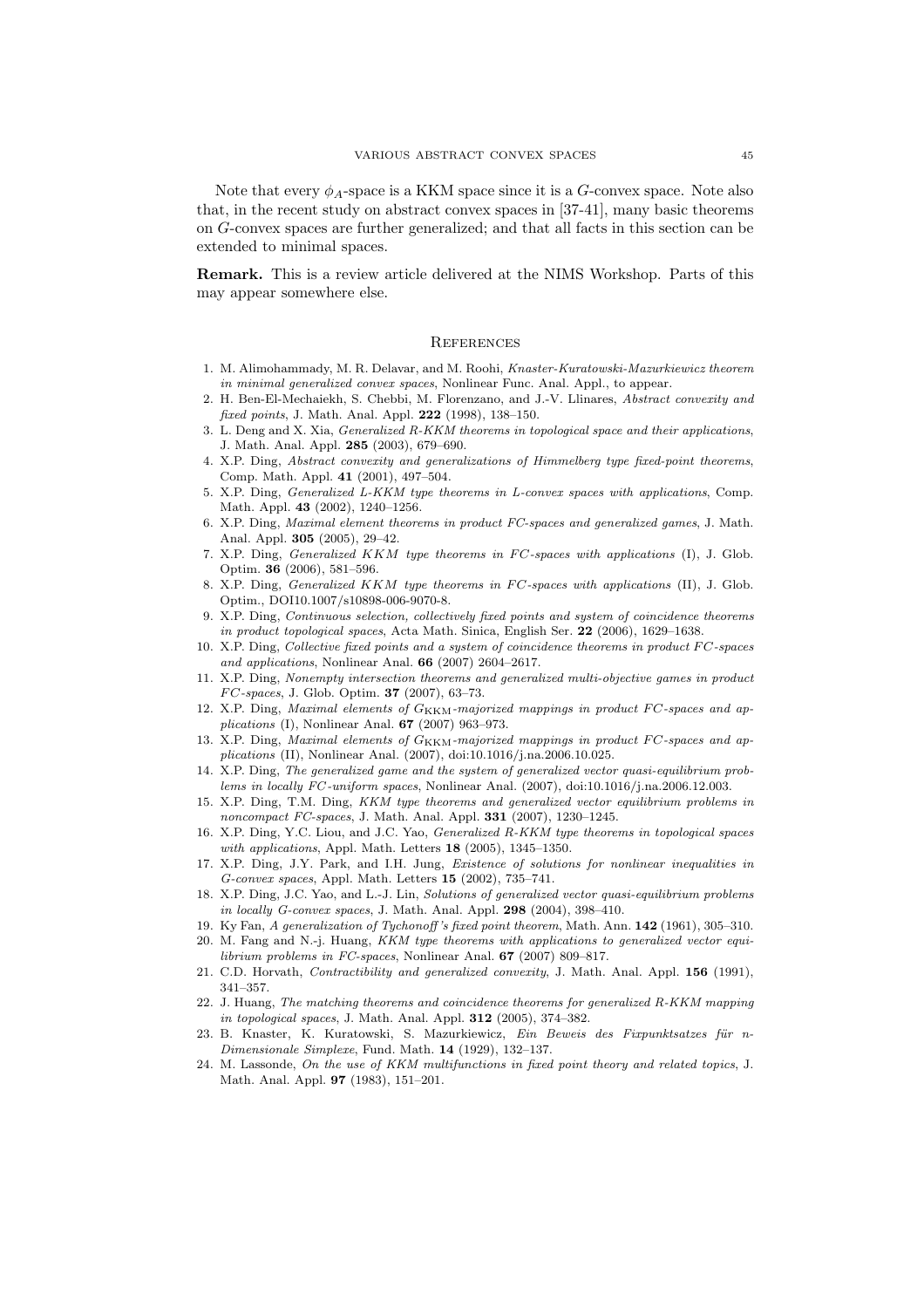Note that every $\phi_A$-space is a KKM space since it is a $G$-convex space. Note also that, in the recent study on abstract convex spaces in [37-41], many basic theorems on $G$-convex spaces are further generalized; and that all facts in this section can be extended to minimal spaces.

**Remark.** This is a review article delivered at the NIMS Workshop. Parts of this may appear somewhere else.

## References

1. M. Alimohammady, M. R. Delavar, and M. Roohi, *Knaster-Kuratowski-Mazurkiewicz theorem in minimal generalized convex spaces*, Nonlinear Func. Anal. Appl., to appear.
2. H. Ben-El-Mechaiekh, S. Chebbi, M. Florenzano, and J.-V. Llinares, *Abstract convexity and fixed points*, J. Math. Anal. Appl. **222** (1998), 138–150.
3. L. Deng and X. Xia, *Generalized R-KKM theorems in topological space and their applications*, J. Math. Anal. Appl. **285** (2003), 679–690.
4. X.P. Ding, *Abstract convexity and generalizations of Himmelberg type fixed-point theorems*, Comp. Math. Appl. **41** (2001), 497–504.
5. X.P. Ding, *Generalized L-KKM type theorems in L-convex spaces with applications*, Comp. Math. Appl. **43** (2002), 1240–1256.
6. X.P. Ding, *Maximal element theorems in product FC-spaces and generalized games*, J. Math. Anal. Appl. **305** (2005), 29–42.
7. X.P. Ding, *Generalized KKM type theorems in FC-spaces with applications* (I), J. Glob. Optim. **36** (2006), 581–596.
8. X.P. Ding, *Generalized KKM type theorems in FC-spaces with applications* (II), J. Glob. Optim., DOI10.1007/s10898-006-9070-8.
9. X.P. Ding, *Continuous selection, collectively fixed points and system of coincidence theorems in product topological spaces*, Acta Math. Sinica, English Ser. **22** (2006), 1629–1638.
10. X.P. Ding, *Collective fixed points and a system of coincidence theorems in product FC-spaces and applications*, Nonlinear Anal. **66** (2007) 2604–2617.
11. X.P. Ding, *Nonempty intersection theorems and generalized multi-objective games in product FC-spaces*, J. Glob. Optim. **37** (2007), 63–73.
12. X.P. Ding, *Maximal elements of $G_{\mathrm{KKM}}$-majorized mappings in product FC-spaces and applications* (I), Nonlinear Anal. **67** (2007) 963–973.
13. X.P. Ding, *Maximal elements of $G_{\mathrm{KKM}}$-majorized mappings in product FC-spaces and applications* (II), Nonlinear Anal. (2007), doi:10.1016/j.na.2006.10.025.
14. X.P. Ding, *The generalized game and the system of generalized vector quasi-equilibrium problems in locally FC-uniform spaces*, Nonlinear Anal. (2007), doi:10.1016/j.na.2006.12.003.
15. X.P. Ding, T.M. Ding, *KKM type theorems and generalized vector equilibrium problems in noncompact FC-spaces*, J. Math. Anal. Appl. **331** (2007), 1230–1245.
16. X.P. Ding, Y.C. Liou, and J.C. Yao, *Generalized R-KKM type theorems in topological spaces with applications*, Appl. Math. Letters **18** (2005), 1345–1350.
17. X.P. Ding, J.Y. Park, and I.H. Jung, *Existence of solutions for nonlinear inequalities in G-convex spaces*, Appl. Math. Letters **15** (2002), 735–741.
18. X.P. Ding, J.C. Yao, and L.-J. Lin, *Solutions of generalized vector quasi-equilibrium problems in locally G-convex spaces*, J. Math. Anal. Appl. **298** (2004), 398–410.
19. Ky Fan, *A generalization of Tychonoff's fixed point theorem*, Math. Ann. **142** (1961), 305–310.
20. M. Fang and N.-j. Huang, *KKM type theorems with applications to generalized vector equilibrium problems in FC-spaces*, Nonlinear Anal. **67** (2007) 809–817.
21. C.D. Horvath, *Contractibility and generalized convexity*, J. Math. Anal. Appl. **156** (1991), 341–357.
22. J. Huang, *The matching theorems and coincidence theorems for generalized R-KKM mapping in topological spaces*, J. Math. Anal. Appl. **312** (2005), 374–382.
23. B. Knaster, K. Kuratowski, S. Mazurkiewicz, *Ein Beweis des Fixpunktsatzes für n-Dimensionale Simplexe*, Fund. Math. **14** (1929), 132–137.
24. M. Lassonde, *On the use of KKM multifunctions in fixed point theory and related topics*, J. Math. Anal. Appl. **97** (1983), 151–201.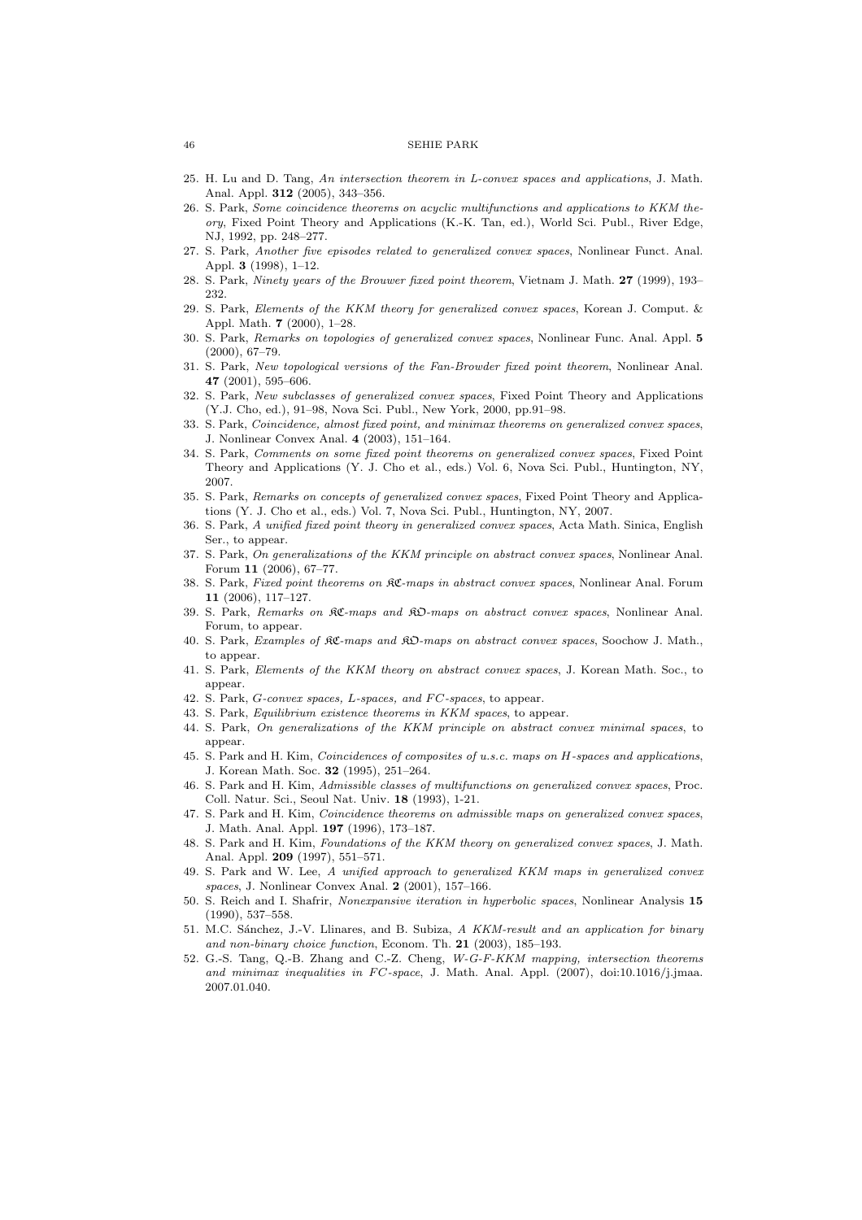25. H. Lu and D. Tang, *An intersection theorem in L-convex spaces and applications*, J. Math. Anal. Appl. **312** (2005), 343–356.
26. S. Park, *Some coincidence theorems on acyclic multifunctions and applications to KKM theory*, Fixed Point Theory and Applications (K.-K. Tan, ed.), World Sci. Publ., River Edge, NJ, 1992, pp. 248–277.
27. S. Park, *Another five episodes related to generalized convex spaces*, Nonlinear Funct. Anal. Appl. **3** (1998), 1–12.
28. S. Park, *Ninety years of the Brouwer fixed point theorem*, Vietnam J. Math. **27** (1999), 193–232.
29. S. Park, *Elements of the KKM theory for generalized convex spaces*, Korean J. Comput. & Appl. Math. **7** (2000), 1–28.
30. S. Park, *Remarks on topologies of generalized convex spaces*, Nonlinear Func. Anal. Appl. **5** (2000), 67–79.
31. S. Park, *New topological versions of the Fan-Browder fixed point theorem*, Nonlinear Anal. **47** (2001), 595–606.
32. S. Park, *New subclasses of generalized convex spaces*, Fixed Point Theory and Applications (Y.J. Cho, ed.), 91–98, Nova Sci. Publ., New York, 2000, pp.91–98.
33. S. Park, *Coincidence, almost fixed point, and minimax theorems on generalized convex spaces*, J. Nonlinear Convex Anal. **4** (2003), 151–164.
34. S. Park, *Comments on some fixed point theorems on generalized convex spaces*, Fixed Point Theory and Applications (Y. J. Cho et al., eds.) Vol. 6, Nova Sci. Publ., Huntington, NY, 2007.
35. S. Park, *Remarks on concepts of generalized convex spaces*, Fixed Point Theory and Applications (Y. J. Cho et al., eds.) Vol. 7, Nova Sci. Publ., Huntington, NY, 2007.
36. S. Park, *A unified fixed point theory in generalized convex spaces*, Acta Math. Sinica, English Ser., to appear.
37. S. Park, *On generalizations of the KKM principle on abstract convex spaces*, Nonlinear Anal. Forum **11** (2006), 67–77.
38. S. Park, *Fixed point theorems on $\mathfrak{KC}$-maps in abstract convex spaces*, Nonlinear Anal. Forum **11** (2006), 117–127.
39. S. Park, *Remarks on $\mathfrak{KC}$-maps and $\mathfrak{KO}$-maps on abstract convex spaces*, Nonlinear Anal. Forum, to appear.
40. S. Park, *Examples of $\mathfrak{KC}$-maps and $\mathfrak{KO}$-maps on abstract convex spaces*, Soochow J. Math., to appear.
41. S. Park, *Elements of the KKM theory on abstract convex spaces*, J. Korean Math. Soc., to appear.
42. S. Park, *G-convex spaces, L-spaces, and FC-spaces*, to appear.
43. S. Park, *Equilibrium existence theorems in KKM spaces*, to appear.
44. S. Park, *On generalizations of the KKM principle on abstract convex minimal spaces*, to appear.
45. S. Park and H. Kim, *Coincidences of composites of u.s.c. maps on H-spaces and applications*, J. Korean Math. Soc. **32** (1995), 251–264.
46. S. Park and H. Kim, *Admissible classes of multifunctions on generalized convex spaces*, Proc. Coll. Natur. Sci., Seoul Nat. Univ. **18** (1993), 1-21.
47. S. Park and H. Kim, *Coincidence theorems on admissible maps on generalized convex spaces*, J. Math. Anal. Appl. **197** (1996), 173–187.
48. S. Park and H. Kim, *Foundations of the KKM theory on generalized convex spaces*, J. Math. Anal. Appl. **209** (1997), 551–571.
49. S. Park and W. Lee, *A unified approach to generalized KKM maps in generalized convex spaces*, J. Nonlinear Convex Anal. **2** (2001), 157–166.
50. S. Reich and I. Shafrir, *Nonexpansive iteration in hyperbolic spaces*, Nonlinear Analysis **15** (1990), 537–558.
51. M.C. Sánchez, J.-V. Llinares, and B. Subiza, *A KKM-result and an application for binary and non-binary choice function*, Econom. Th. **21** (2003), 185–193.
52. G.-S. Tang, Q.-B. Zhang and C.-Z. Cheng, *W-G-F-KKM mapping, intersection theorems and minimax inequalities in FC-space*, J. Math. Anal. Appl. (2007), doi:10.1016/j.jmaa.2007.01.040.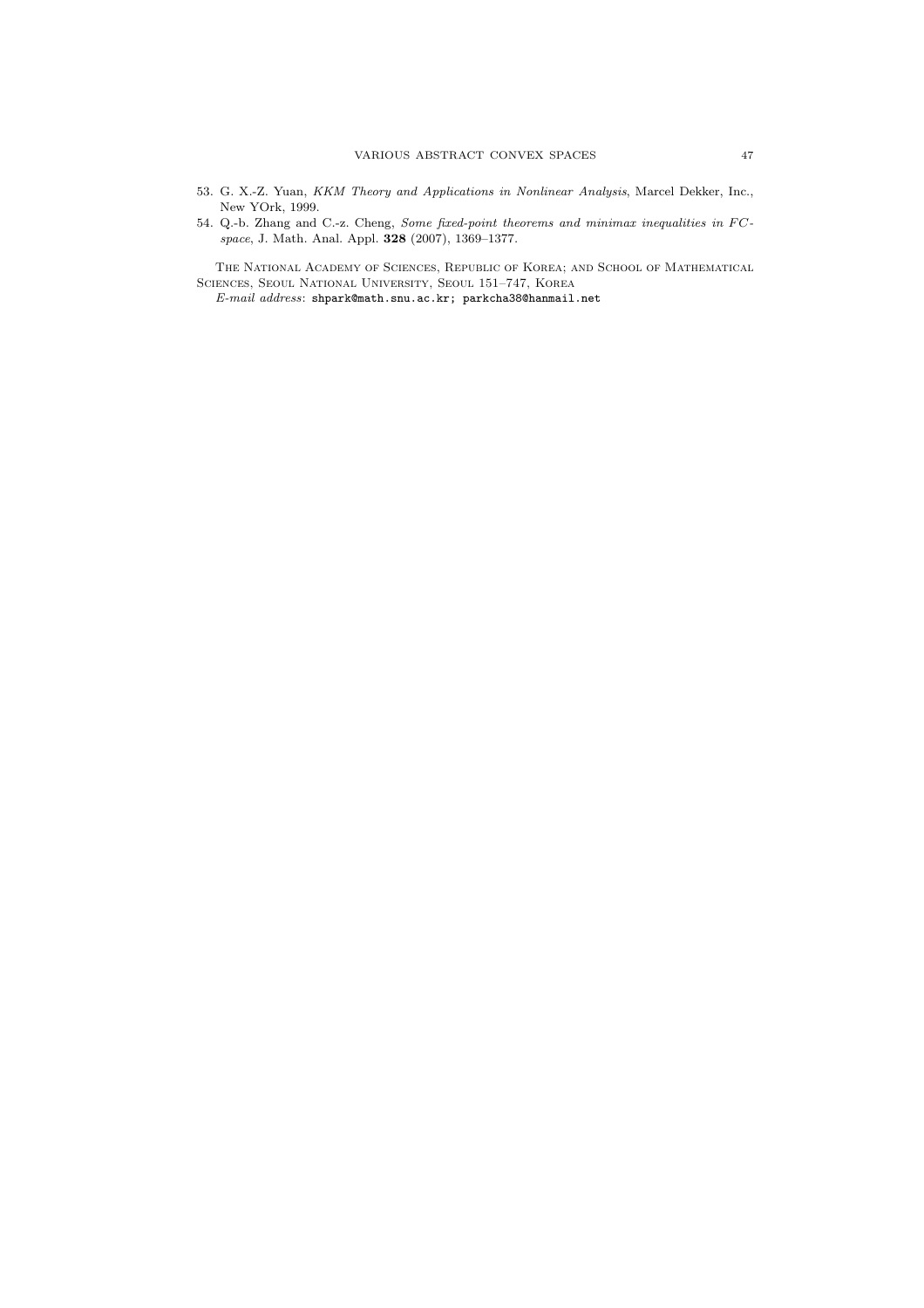53. G. X.-Z. Yuan, *KKM Theory and Applications in Nonlinear Analysis*, Marcel Dekker, Inc., New YOrk, 1999.
54. Q.-b. Zhang and C.-z. Cheng, *Some fixed-point theorems and minimax inequalities in FC-space*, J. Math. Anal. Appl. **328** (2007), 1369–1377.

The National Academy of Sciences, Republic of Korea; and School of Mathematical Sciences, Seoul National University, Seoul 151–747, Korea

*E-mail address*: `shpark@math.snu.ac.kr; parkcha38@hanmail.net`